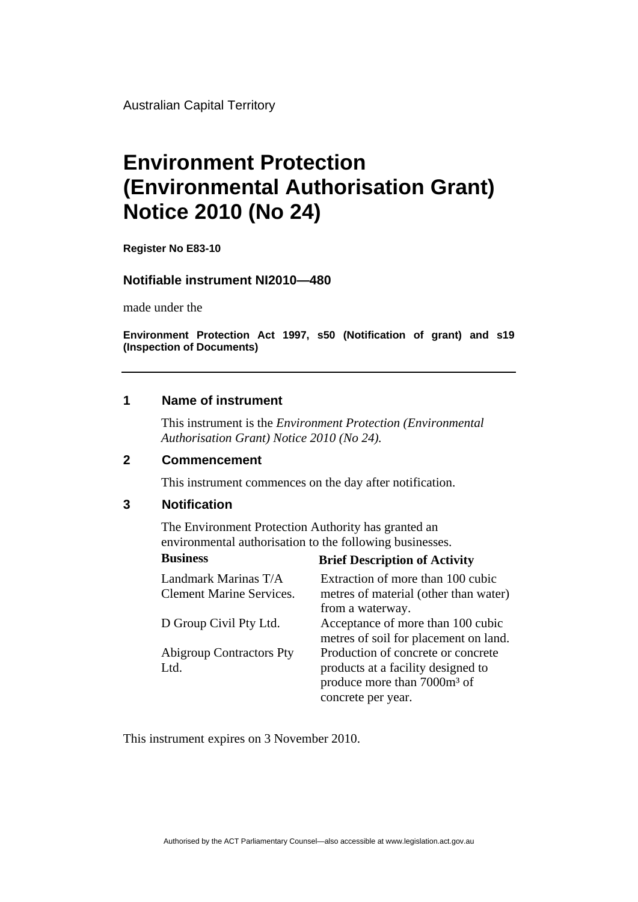Australian Capital Territory

# Environment Protection (Environmental Authorisation Grant) Notice 2010 (No 24)

**Register No E83-10**

### Notifiable instrument NI2010—480

made under the

**Environment Protection Act 1997, s50 (Notification of grant) and s19 (Inspection of Documents)**

---

## 1 Name of instrument

This instrument is the *Environment Protection (Environmental Authorisation Grant) Notice 2010 (No 24).*

## 2 Commencement

This instrument commences on the day after notification.

## 3 Notification

The Environment Protection Authority has granted an environmental authorisation to the following businesses.

| Business | Brief Description of Activity |
| --- | --- |
| Landmark Marinas T/A Clement Marine Services. | Extraction of more than 100 cubic metres of material (other than water) from a waterway. |
| D Group Civil Pty Ltd. | Acceptance of more than 100 cubic metres of soil for placement on land. |
| Abigroup Contractors Pty Ltd. | Production of concrete or concrete products at a facility designed to produce more than 7000m³ of concrete per year. |

This instrument expires on 3 November 2010.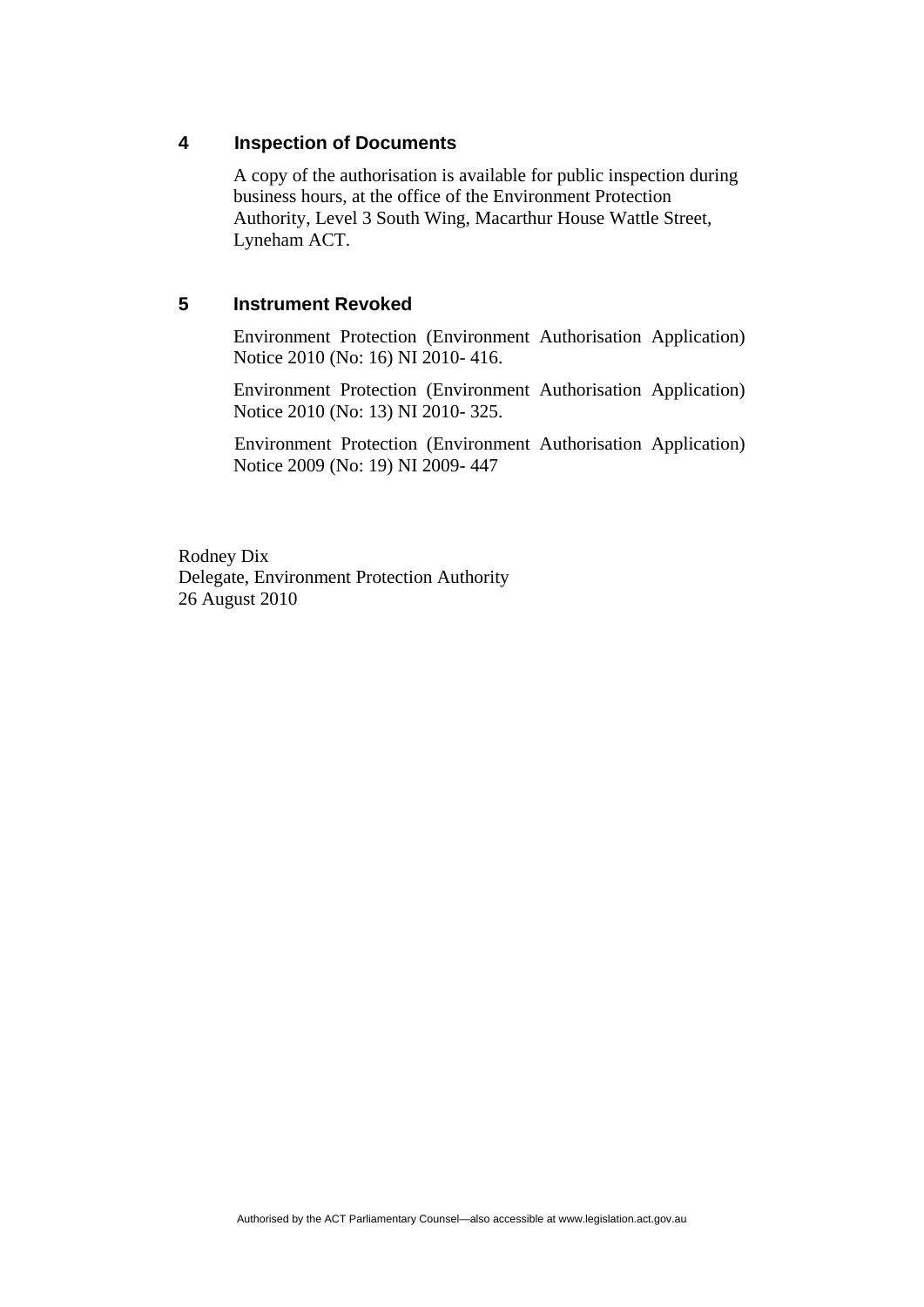## 4 Inspection of Documents

A copy of the authorisation is available for public inspection during business hours, at the office of the Environment Protection Authority, Level 3 South Wing, Macarthur House Wattle Street, Lyneham ACT.

## 5 Instrument Revoked

Environment Protection (Environment Authorisation Application) Notice 2010 (No: 16) NI 2010- 416.

Environment Protection (Environment Authorisation Application) Notice 2010 (No: 13) NI 2010- 325.

Environment Protection (Environment Authorisation Application) Notice 2009 (No: 19) NI 2009- 447

Rodney Dix
Delegate, Environment Protection Authority
26 August 2010